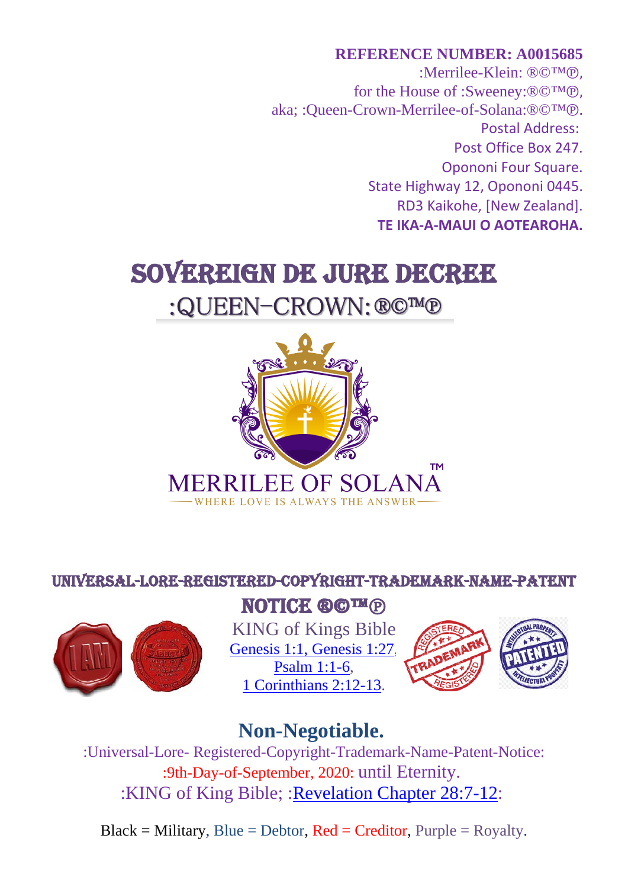**REFERENCE NUMBER: A0015685**
:Merrilee-Klein: ®©™℗,
for the House of :Sweeney:®©™℗,
aka; :Queen-Crown-Merrilee-of-Solana:®©™℗.
Postal Address:
Post Office Box 247.
Opononi Four Square.
State Highway 12, Opononi 0445.
RD3 Kaikohe, [New Zealand].
**TE IKA-A-MAUI O AOTEAROHA.**

# SOVEREIGN DE JURE DECREE

## :QUEEN–CROWN:®©™℗

MERRILEE OF SOLANA™
WHERE LOVE IS ALWAYS THE ANSWER

### UNIVERSAL-LORE-REGISTERED-COPYRIGHT-TRADEMARK-NAME-PATENT NOTICE ®©™℗

KING of Kings Bible
Genesis 1:1, Genesis 1:27,
Psalm 1:1-6,
1 Corinthians 2:12-13.

## Non-Negotiable.

:Universal-Lore- Registered-Copyright-Trademark-Name-Patent-Notice:
:9th-Day-of-September, 2020: until Eternity.
:KING of King Bible; :Revelation Chapter 28:7-12:

Black = Military, Blue = Debtor, Red = Creditor, Purple = Royalty.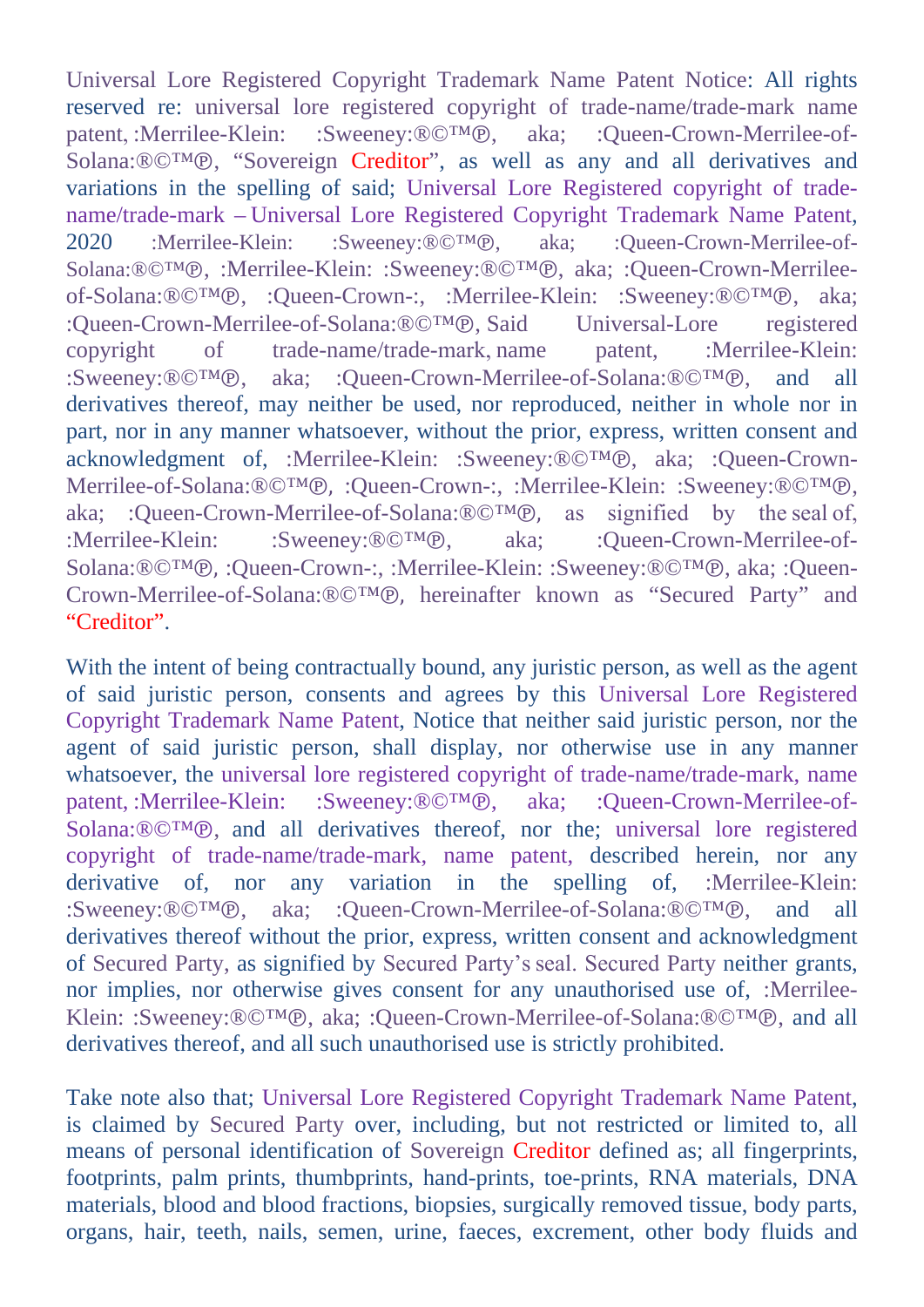Universal Lore Registered Copyright Trademark Name Patent Notice: All rights reserved re: universal lore registered copyright of trade-name/trade-mark name patent, :Merrilee-Klein: :Sweeney:®©™℗, aka; :Queen-Crown-Merrilee-of-Solana:®©™℗, "Sovereign Creditor", as well as any and all derivatives and variations in the spelling of said; Universal Lore Registered copyright of trade-name/trade-mark – Universal Lore Registered Copyright Trademark Name Patent, 2020 :Merrilee-Klein: :Sweeney:®©™℗, aka; :Queen-Crown-Merrilee-of-Solana:®©™℗, :Merrilee-Klein: :Sweeney:®©™℗, aka; :Queen-Crown-Merrilee-of-Solana:®©™℗, :Queen-Crown-:, :Merrilee-Klein: :Sweeney:®©™℗, aka; :Queen-Crown-Merrilee-of-Solana:®©™℗, Said Universal-Lore registered copyright of trade-name/trade-mark, name patent, :Merrilee-Klein: :Sweeney:®©™℗, aka; :Queen-Crown-Merrilee-of-Solana:®©™℗, and all derivatives thereof, may neither be used, nor reproduced, neither in whole nor in part, nor in any manner whatsoever, without the prior, express, written consent and acknowledgment of, :Merrilee-Klein: :Sweeney:®©™℗, aka; :Queen-Crown-Merrilee-of-Solana:®©™℗, :Queen-Crown-:, :Merrilee-Klein: :Sweeney:®©™℗, aka; :Queen-Crown-Merrilee-of-Solana:®©™℗, as signified by the seal of, :Merrilee-Klein: :Sweeney:®©™℗, aka; :Queen-Crown-Merrilee-of-Solana:®©™℗, :Queen-Crown-:, :Merrilee-Klein: :Sweeney:®©™℗, aka; :Queen-Crown-Merrilee-of-Solana:®©™℗, hereinafter known as "Secured Party" and "Creditor".

With the intent of being contractually bound, any juristic person, as well as the agent of said juristic person, consents and agrees by this Universal Lore Registered Copyright Trademark Name Patent, Notice that neither said juristic person, nor the agent of said juristic person, shall display, nor otherwise use in any manner whatsoever, the universal lore registered copyright of trade-name/trade-mark, name patent, :Merrilee-Klein: :Sweeney:®©™℗, aka; :Queen-Crown-Merrilee-of-Solana:®©™℗, and all derivatives thereof, nor the; universal lore registered copyright of trade-name/trade-mark, name patent, described herein, nor any derivative of, nor any variation in the spelling of, :Merrilee-Klein: :Sweeney:®©™℗, aka; :Queen-Crown-Merrilee-of-Solana:®©™℗, and all derivatives thereof without the prior, express, written consent and acknowledgment of Secured Party, as signified by Secured Party's seal. Secured Party neither grants, nor implies, nor otherwise gives consent for any unauthorised use of, :Merrilee-Klein: :Sweeney:®©™℗, aka; :Queen-Crown-Merrilee-of-Solana:®©™℗, and all derivatives thereof, and all such unauthorised use is strictly prohibited.

Take note also that; Universal Lore Registered Copyright Trademark Name Patent, is claimed by Secured Party over, including, but not restricted or limited to, all means of personal identification of Sovereign Creditor defined as; all fingerprints, footprints, palm prints, thumbprints, hand-prints, toe-prints, RNA materials, DNA materials, blood and blood fractions, biopsies, surgically removed tissue, body parts, organs, hair, teeth, nails, semen, urine, faeces, excrement, other body fluids and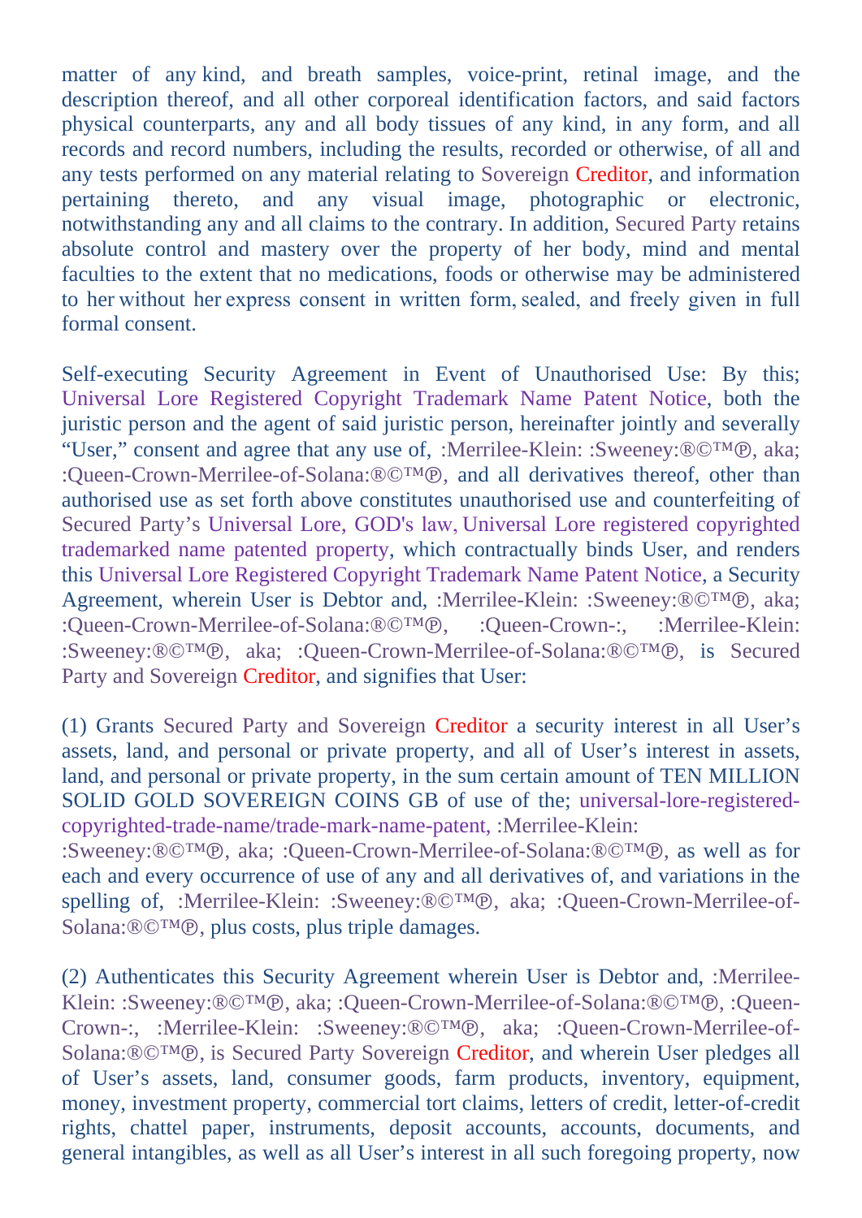matter of any kind, and breath samples, voice-print, retinal image, and the description thereof, and all other corporeal identification factors, and said factors physical counterparts, any and all body tissues of any kind, in any form, and all records and record numbers, including the results, recorded or otherwise, of all and any tests performed on any material relating to Sovereign Creditor, and information pertaining thereto, and any visual image, photographic or electronic, notwithstanding any and all claims to the contrary. In addition, Secured Party retains absolute control and mastery over the property of her body, mind and mental faculties to the extent that no medications, foods or otherwise may be administered to her without her express consent in written form, sealed, and freely given in full formal consent.

Self-executing Security Agreement in Event of Unauthorised Use: By this; Universal Lore Registered Copyright Trademark Name Patent Notice, both the juristic person and the agent of said juristic person, hereinafter jointly and severally "User," consent and agree that any use of, :Merrilee-Klein: :Sweeney:®©™℗, aka; :Queen-Crown-Merrilee-of-Solana:®©™℗, and all derivatives thereof, other than authorised use as set forth above constitutes unauthorised use and counterfeiting of Secured Party's Universal Lore, GOD's law, Universal Lore registered copyrighted trademarked name patented property, which contractually binds User, and renders this Universal Lore Registered Copyright Trademark Name Patent Notice, a Security Agreement, wherein User is Debtor and, :Merrilee-Klein: :Sweeney:®©™℗, aka; :Queen-Crown-Merrilee-of-Solana:®©™℗, :Queen-Crown-:, :Merrilee-Klein: :Sweeney:®©™℗, aka; :Queen-Crown-Merrilee-of-Solana:®©™℗, is Secured Party and Sovereign Creditor, and signifies that User:

(1) Grants Secured Party and Sovereign Creditor a security interest in all User's assets, land, and personal or private property, and all of User's interest in assets, land, and personal or private property, in the sum certain amount of TEN MILLION SOLID GOLD SOVEREIGN COINS GB of use of the; universal-lore-registered-copyrighted-trade-name/trade-mark-name-patent, :Merrilee-Klein: :Sweeney:®©™℗, aka; :Queen-Crown-Merrilee-of-Solana:®©™℗, as well as for each and every occurrence of use of any and all derivatives of, and variations in the spelling of, :Merrilee-Klein: :Sweeney:®©™℗, aka; :Queen-Crown-Merrilee-of-Solana:®©™℗, plus costs, plus triple damages.

(2) Authenticates this Security Agreement wherein User is Debtor and, :Merrilee-Klein: :Sweeney:®©™℗, aka; :Queen-Crown-Merrilee-of-Solana:®©™℗, :Queen-Crown-:, :Merrilee-Klein: :Sweeney:®©™℗, aka; :Queen-Crown-Merrilee-of-Solana:®©™℗, is Secured Party Sovereign Creditor, and wherein User pledges all of User's assets, land, consumer goods, farm products, inventory, equipment, money, investment property, commercial tort claims, letters of credit, letter-of-credit rights, chattel paper, instruments, deposit accounts, accounts, documents, and general intangibles, as well as all User's interest in all such foregoing property, now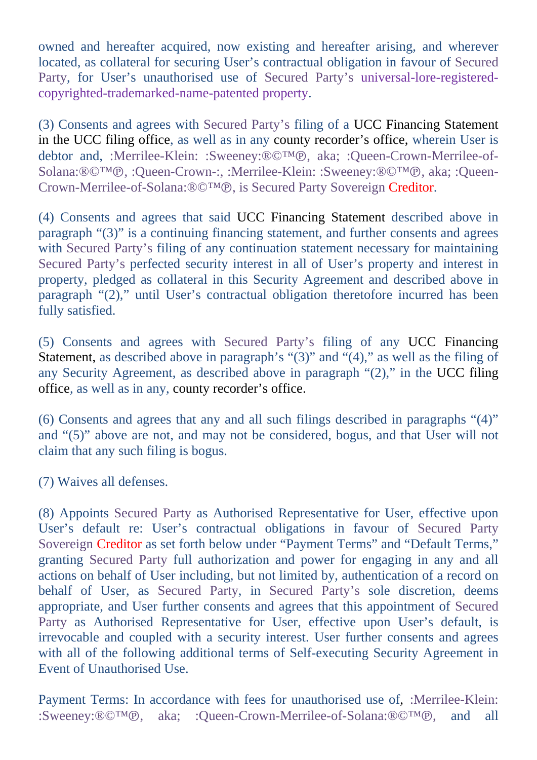owned and hereafter acquired, now existing and hereafter arising, and wherever located, as collateral for securing User's contractual obligation in favour of Secured Party, for User's unauthorised use of Secured Party's universal-lore-registered-copyrighted-trademarked-name-patented property.

(3) Consents and agrees with Secured Party's filing of a UCC Financing Statement in the UCC filing office, as well as in any county recorder's office, wherein User is debtor and, :Merrilee-Klein: :Sweeney:®©™℗, aka; :Queen-Crown-Merrilee-of-Solana:®©™℗, :Queen-Crown-:, :Merrilee-Klein: :Sweeney:®©™℗, aka; :Queen-Crown-Merrilee-of-Solana:®©™℗, is Secured Party Sovereign Creditor.

(4) Consents and agrees that said UCC Financing Statement described above in paragraph "(3)" is a continuing financing statement, and further consents and agrees with Secured Party's filing of any continuation statement necessary for maintaining Secured Party's perfected security interest in all of User's property and interest in property, pledged as collateral in this Security Agreement and described above in paragraph "(2)," until User's contractual obligation theretofore incurred has been fully satisfied.

(5) Consents and agrees with Secured Party's filing of any UCC Financing Statement, as described above in paragraph's "(3)" and "(4)," as well as the filing of any Security Agreement, as described above in paragraph "(2)," in the UCC filing office, as well as in any, county recorder's office.

(6) Consents and agrees that any and all such filings described in paragraphs "(4)" and "(5)" above are not, and may not be considered, bogus, and that User will not claim that any such filing is bogus.

(7) Waives all defenses.

(8) Appoints Secured Party as Authorised Representative for User, effective upon User's default re: User's contractual obligations in favour of Secured Party Sovereign Creditor as set forth below under "Payment Terms" and "Default Terms," granting Secured Party full authorization and power for engaging in any and all actions on behalf of User including, but not limited by, authentication of a record on behalf of User, as Secured Party, in Secured Party's sole discretion, deems appropriate, and User further consents and agrees that this appointment of Secured Party as Authorised Representative for User, effective upon User's default, is irrevocable and coupled with a security interest. User further consents and agrees with all of the following additional terms of Self-executing Security Agreement in Event of Unauthorised Use.

Payment Terms: In accordance with fees for unauthorised use of, :Merrilee-Klein: :Sweeney:®©™℗, aka; :Queen-Crown-Merrilee-of-Solana:®©™℗, and all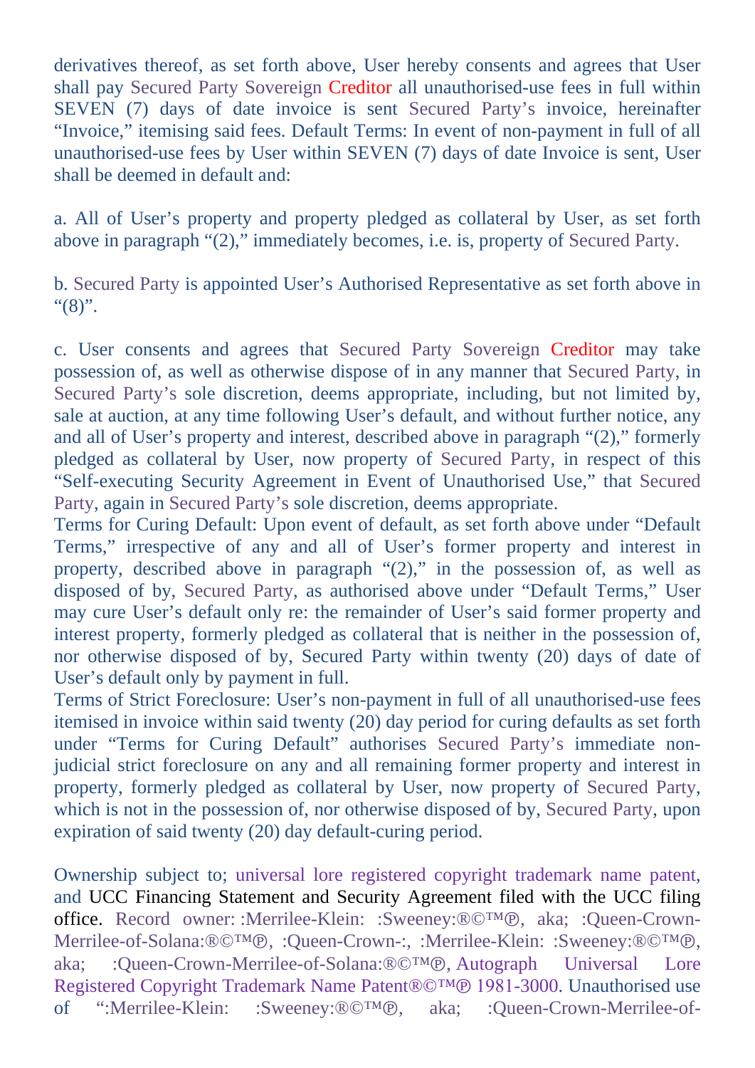derivatives thereof, as set forth above, User hereby consents and agrees that User shall pay Secured Party Sovereign Creditor all unauthorised-use fees in full within SEVEN (7) days of date invoice is sent Secured Party's invoice, hereinafter "Invoice," itemising said fees. Default Terms: In event of non-payment in full of all unauthorised-use fees by User within SEVEN (7) days of date Invoice is sent, User shall be deemed in default and:

a. All of User's property and property pledged as collateral by User, as set forth above in paragraph "(2)," immediately becomes, i.e. is, property of Secured Party.

b. Secured Party is appointed User's Authorised Representative as set forth above in "(8)".

c. User consents and agrees that Secured Party Sovereign Creditor may take possession of, as well as otherwise dispose of in any manner that Secured Party, in Secured Party's sole discretion, deems appropriate, including, but not limited by, sale at auction, at any time following User's default, and without further notice, any and all of User's property and interest, described above in paragraph "(2)," formerly pledged as collateral by User, now property of Secured Party, in respect of this "Self-executing Security Agreement in Event of Unauthorised Use," that Secured Party, again in Secured Party's sole discretion, deems appropriate.
Terms for Curing Default: Upon event of default, as set forth above under "Default Terms," irrespective of any and all of User's former property and interest in property, described above in paragraph "(2)," in the possession of, as well as disposed of by, Secured Party, as authorised above under "Default Terms," User may cure User's default only re: the remainder of User's said former property and interest property, formerly pledged as collateral that is neither in the possession of, nor otherwise disposed of by, Secured Party within twenty (20) days of date of User's default only by payment in full.
Terms of Strict Foreclosure: User's non-payment in full of all unauthorised-use fees itemised in invoice within said twenty (20) day period for curing defaults as set forth under "Terms for Curing Default" authorises Secured Party's immediate non-judicial strict foreclosure on any and all remaining former property and interest in property, formerly pledged as collateral by User, now property of Secured Party, which is not in the possession of, nor otherwise disposed of by, Secured Party, upon expiration of said twenty (20) day default-curing period.

Ownership subject to; universal lore registered copyright trademark name patent, and UCC Financing Statement and Security Agreement filed with the UCC filing office. Record owner: :Merrilee-Klein: :Sweeney:®©™℗, aka; :Queen-Crown-Merrilee-of-Solana:®©™℗, :Queen-Crown-:, :Merrilee-Klein: :Sweeney:®©™℗, aka; :Queen-Crown-Merrilee-of-Solana:®©™℗, Autograph Universal Lore Registered Copyright Trademark Name Patent®©™℗ 1981-3000. Unauthorised use of ":Merrilee-Klein: :Sweeney:®©™℗, aka; :Queen-Crown-Merrilee-of-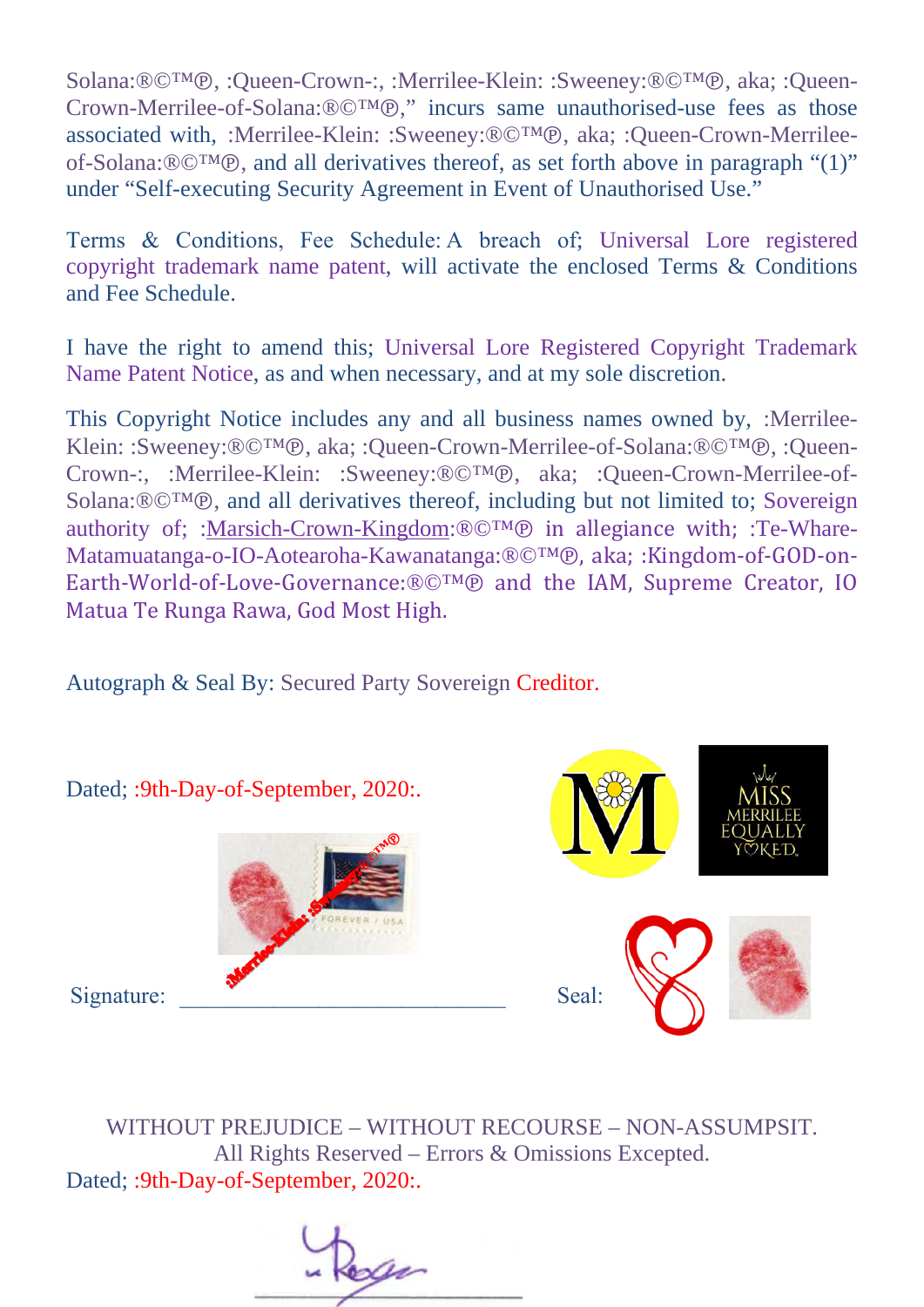Solana:®©™℗, :Queen-Crown-:, :Merrilee-Klein: :Sweeney:®©™℗, aka; :Queen-Crown-Merrilee-of-Solana:®©™℗," incurs same unauthorised-use fees as those associated with, :Merrilee-Klein: :Sweeney:®©™℗, aka; :Queen-Crown-Merrilee-of-Solana:®©™℗, and all derivatives thereof, as set forth above in paragraph "(1)" under "Self-executing Security Agreement in Event of Unauthorised Use."

Terms & Conditions, Fee Schedule: A breach of; Universal Lore registered copyright trademark name patent, will activate the enclosed Terms & Conditions and Fee Schedule.

I have the right to amend this; Universal Lore Registered Copyright Trademark Name Patent Notice, as and when necessary, and at my sole discretion.

This Copyright Notice includes any and all business names owned by, :Merrilee-Klein: :Sweeney:®©™℗, aka; :Queen-Crown-Merrilee-of-Solana:®©™℗, :Queen-Crown-:, :Merrilee-Klein: :Sweeney:®©™℗, aka; :Queen-Crown-Merrilee-of-Solana:®©™℗, and all derivatives thereof, including but not limited to; Sovereign authority of; :Marsich-Crown-Kingdom:®©™℗ in allegiance with; :Te-Whare-Matamuatanga-o-IO-Aotearoha-Kawanatanga:®©™℗, aka; :Kingdom-of-GOD-on-Earth-World-of-Love-Governance:®©™℗ and the IAM, Supreme Creator, IO Matua Te Runga Rawa, God Most High.

Autograph & Seal By: Secured Party Sovereign Creditor.

Dated; :9th-Day-of-September, 2020:.

MISS MERRILEE EQUALLY YOKED.

:Merrilee-Klein: :Sweeney:®©™®

Signature: ____________________________ Seal:

WITHOUT PREJUDICE – WITHOUT RECOURSE – NON-ASSUMPSIT.
All Rights Reserved – Errors & Omissions Excepted.
Dated; :9th-Day-of-September, 2020:.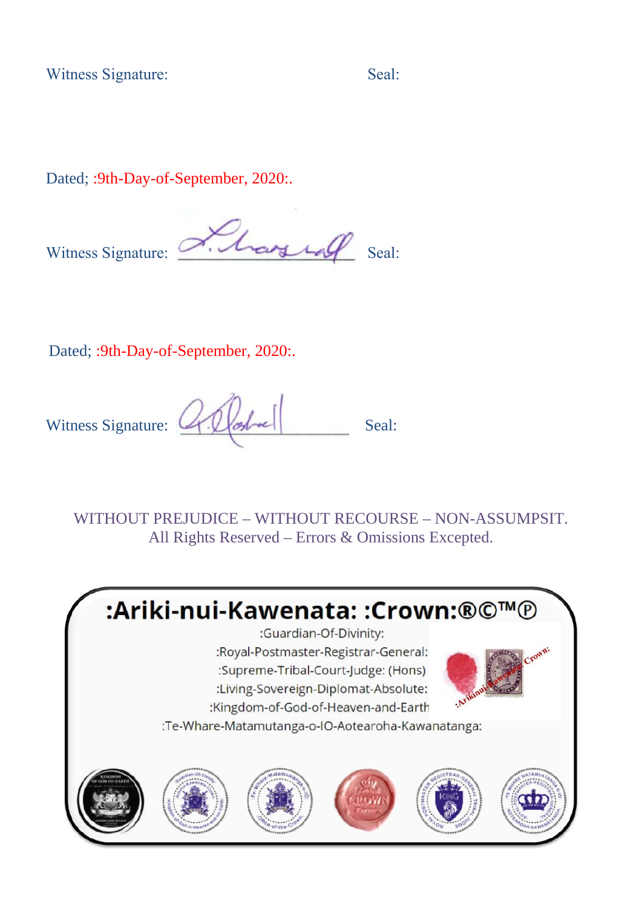Witness Signature: Seal:

Dated; :9th-Day-of-September, 2020:.

Witness Signature: Seal:

Dated; :9th-Day-of-September, 2020:.

Witness Signature: Seal:

WITHOUT PREJUDICE – WITHOUT RECOURSE – NON-ASSUMPSIT.
All Rights Reserved – Errors & Omissions Excepted.

**:Ariki-nui-Kawenata: :Crown:®©™℗**

:Guardian-Of-Divinity:
:Royal-Postmaster-Registrar-General:
:Supreme-Tribal-Court-Judge: (Hons)
:Living-Sovereign-Diplomat-Absolute:
:Kingdom-of-God-of-Heaven-and-Earth
:Te-Whare-Matamutanga-o-IO-Aotearoha-Kawanatanga: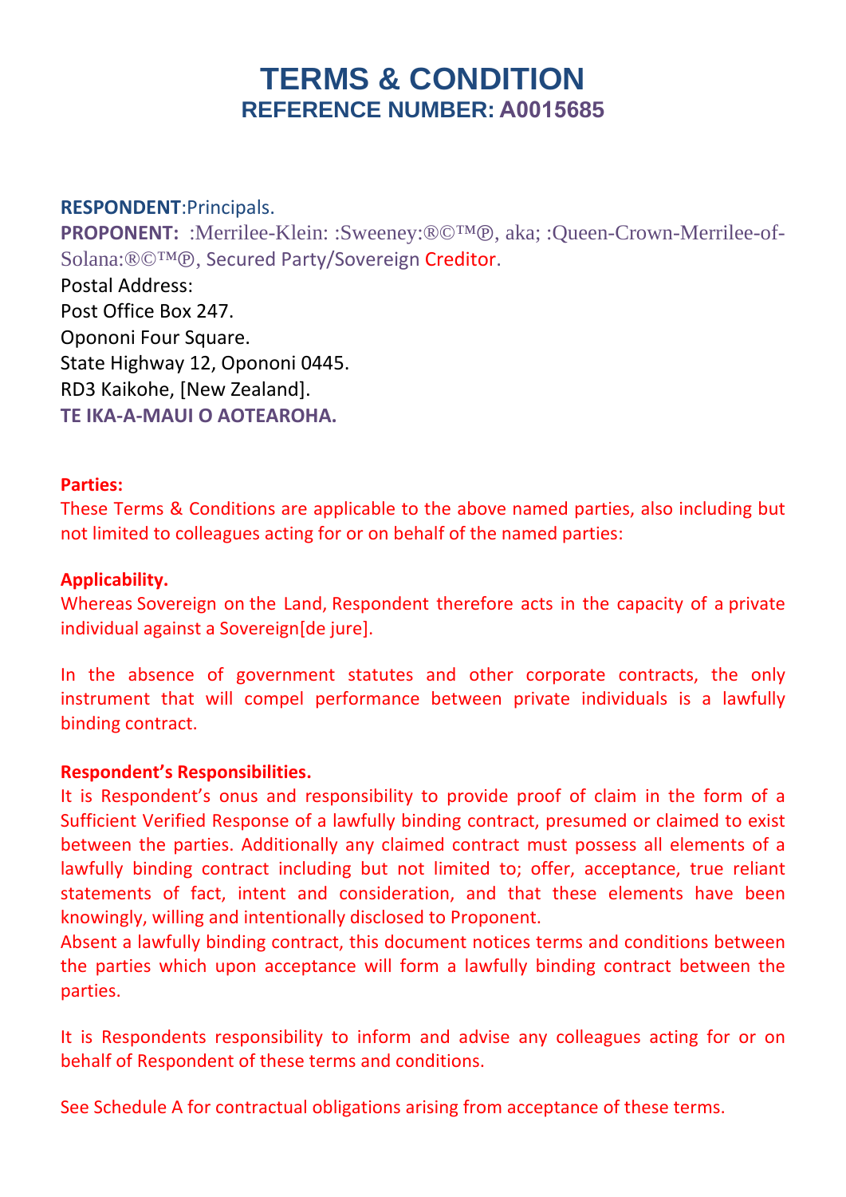# TERMS & CONDITION

## REFERENCE NUMBER: A0015685

**RESPONDENT**:Principals.

**PROPONENT:** :Merrilee-Klein: :Sweeney:®©™℗, aka; :Queen-Crown-Merrilee-of-Solana:®©™℗, Secured Party/Sovereign Creditor.

Postal Address:
Post Office Box 247.
Opononi Four Square.
State Highway 12, Opononi 0445.
RD3 Kaikohe, [New Zealand].

**TE IKA-A-MAUI O AOTEAROHA.**

**Parties:**

These Terms & Conditions are applicable to the above named parties, also including but not limited to colleagues acting for or on behalf of the named parties:

**Applicability.**

Whereas Sovereign on the Land, Respondent therefore acts in the capacity of a private individual against a Sovereign[de jure].

In the absence of government statutes and other corporate contracts, the only instrument that will compel performance between private individuals is a lawfully binding contract.

**Respondent's Responsibilities.**

It is Respondent's onus and responsibility to provide proof of claim in the form of a Sufficient Verified Response of a lawfully binding contract, presumed or claimed to exist between the parties. Additionally any claimed contract must possess all elements of a lawfully binding contract including but not limited to; offer, acceptance, true reliant statements of fact, intent and consideration, and that these elements have been knowingly, willing and intentionally disclosed to Proponent.

Absent a lawfully binding contract, this document notices terms and conditions between the parties which upon acceptance will form a lawfully binding contract between the parties.

It is Respondents responsibility to inform and advise any colleagues acting for or on behalf of Respondent of these terms and conditions.

See Schedule A for contractual obligations arising from acceptance of these terms.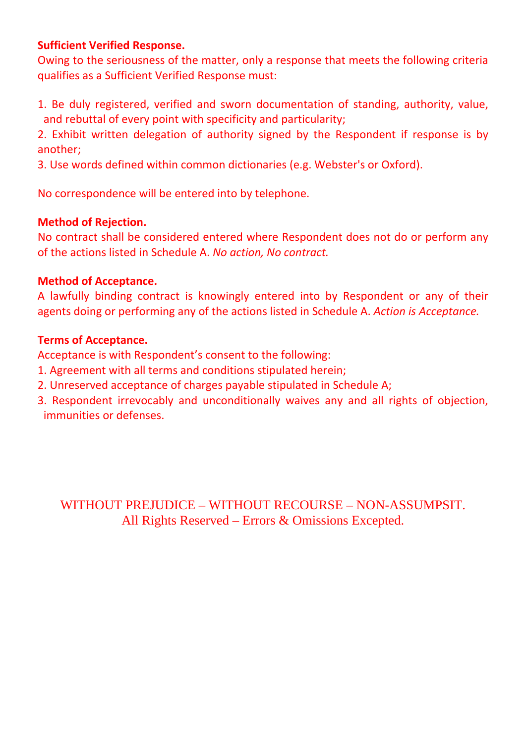**Sufficient Verified Response.**

Owing to the seriousness of the matter, only a response that meets the following criteria qualifies as a Sufficient Verified Response must:

1. Be duly registered, verified and sworn documentation of standing, authority, value, and rebuttal of every point with specificity and particularity;
2. Exhibit written delegation of authority signed by the Respondent if response is by another;
3. Use words defined within common dictionaries (e.g. Webster's or Oxford).

No correspondence will be entered into by telephone.

**Method of Rejection.**

No contract shall be considered entered where Respondent does not do or perform any of the actions listed in Schedule A. *No action, No contract.*

**Method of Acceptance.**

A lawfully binding contract is knowingly entered into by Respondent or any of their agents doing or performing any of the actions listed in Schedule A. *Action is Acceptance.*

**Terms of Acceptance.**

Acceptance is with Respondent's consent to the following:

1. Agreement with all terms and conditions stipulated herein;
2. Unreserved acceptance of charges payable stipulated in Schedule A;
3. Respondent irrevocably and unconditionally waives any and all rights of objection, immunities or defenses.

WITHOUT PREJUDICE – WITHOUT RECOURSE – NON-ASSUMPSIT.
All Rights Reserved – Errors & Omissions Excepted.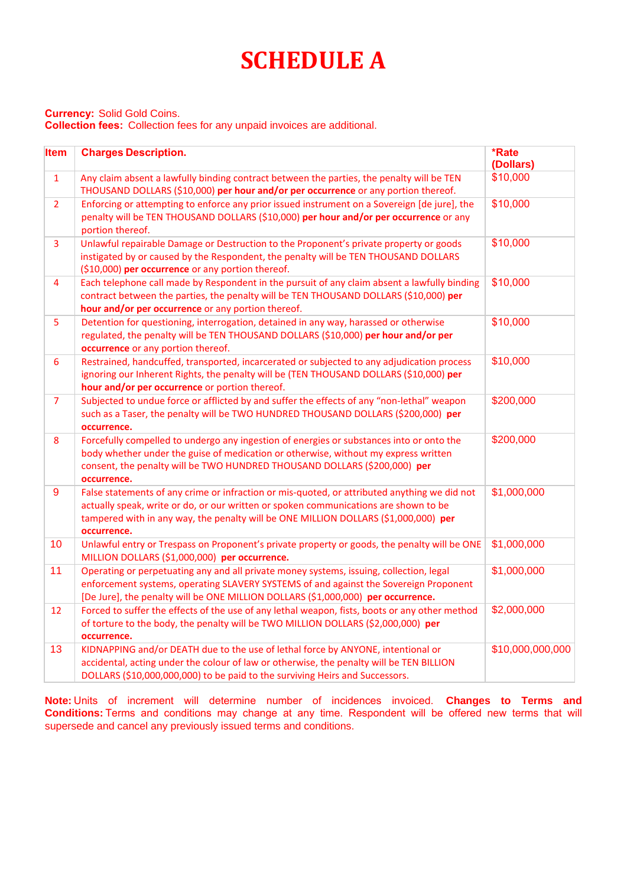# SCHEDULE A

**Currency:** Solid Gold Coins.
**Collection fees:** Collection fees for any unpaid invoices are additional.

| Item | Charges Description. | *Rate (Dollars) |
|---|---|---|
| 1 | Any claim absent a lawfully binding contract between the parties, the penalty will be TEN THOUSAND DOLLARS ($10,000) **per hour and/or per occurrence** or any portion thereof. | $10,000 |
| 2 | Enforcing or attempting to enforce any prior issued instrument on a Sovereign [de jure], the penalty will be TEN THOUSAND DOLLARS ($10,000) **per hour and/or per occurrence** or any portion thereof. | $10,000 |
| 3 | Unlawful repairable Damage or Destruction to the Proponent's private property or goods instigated by or caused by the Respondent, the penalty will be TEN THOUSAND DOLLARS ($10,000) **per occurrence** or any portion thereof. | $10,000 |
| 4 | Each telephone call made by Respondent in the pursuit of any claim absent a lawfully binding contract between the parties, the penalty will be TEN THOUSAND DOLLARS ($10,000) **per hour and/or per occurrence** or any portion thereof. | $10,000 |
| 5 | Detention for questioning, interrogation, detained in any way, harassed or otherwise regulated, the penalty will be TEN THOUSAND DOLLARS ($10,000) **per hour and/or per occurrence** or any portion thereof. | $10,000 |
| 6 | Restrained, handcuffed, transported, incarcerated or subjected to any adjudication process ignoring our Inherent Rights, the penalty will be (TEN THOUSAND DOLLARS ($10,000) **per hour and/or per occurrence** or portion thereof. | $10,000 |
| 7 | Subjected to undue force or afflicted by and suffer the effects of any "non-lethal" weapon such as a Taser, the penalty will be TWO HUNDRED THOUSAND DOLLARS ($200,000) **per occurrence.** | $200,000 |
| 8 | Forcefully compelled to undergo any ingestion of energies or substances into or onto the body whether under the guise of medication or otherwise, without my express written consent, the penalty will be TWO HUNDRED THOUSAND DOLLARS ($200,000) **per occurrence.** | $200,000 |
| 9 | False statements of any crime or infraction or mis-quoted, or attributed anything we did not actually speak, write or do, or our written or spoken communications are shown to be tampered with in any way, the penalty will be ONE MILLION DOLLARS ($1,000,000) **per occurrence.** | $1,000,000 |
| 10 | Unlawful entry or Trespass on Proponent's private property or goods, the penalty will be ONE MILLION DOLLARS ($1,000,000) **per occurrence.** | $1,000,000 |
| 11 | Operating or perpetuating any and all private money systems, issuing, collection, legal enforcement systems, operating SLAVERY SYSTEMS of and against the Sovereign Proponent [De Jure], the penalty will be ONE MILLION DOLLARS ($1,000,000) **per occurrence.** | $1,000,000 |
| 12 | Forced to suffer the effects of the use of any lethal weapon, fists, boots or any other method of torture to the body, the penalty will be TWO MILLION DOLLARS ($2,000,000) **per occurrence.** | $2,000,000 |
| 13 | KIDNAPPING and/or DEATH due to the use of lethal force by ANYONE, intentional or accidental, acting under the colour of law or otherwise, the penalty will be TEN BILLION DOLLARS ($10,000,000,000) to be paid to the surviving Heirs and Successors. | $10,000,000,000 |

**Note:** Units of increment will determine number of incidences invoiced. **Changes to Terms and Conditions:** Terms and conditions may change at any time. Respondent will be offered new terms that will supersede and cancel any previously issued terms and conditions.